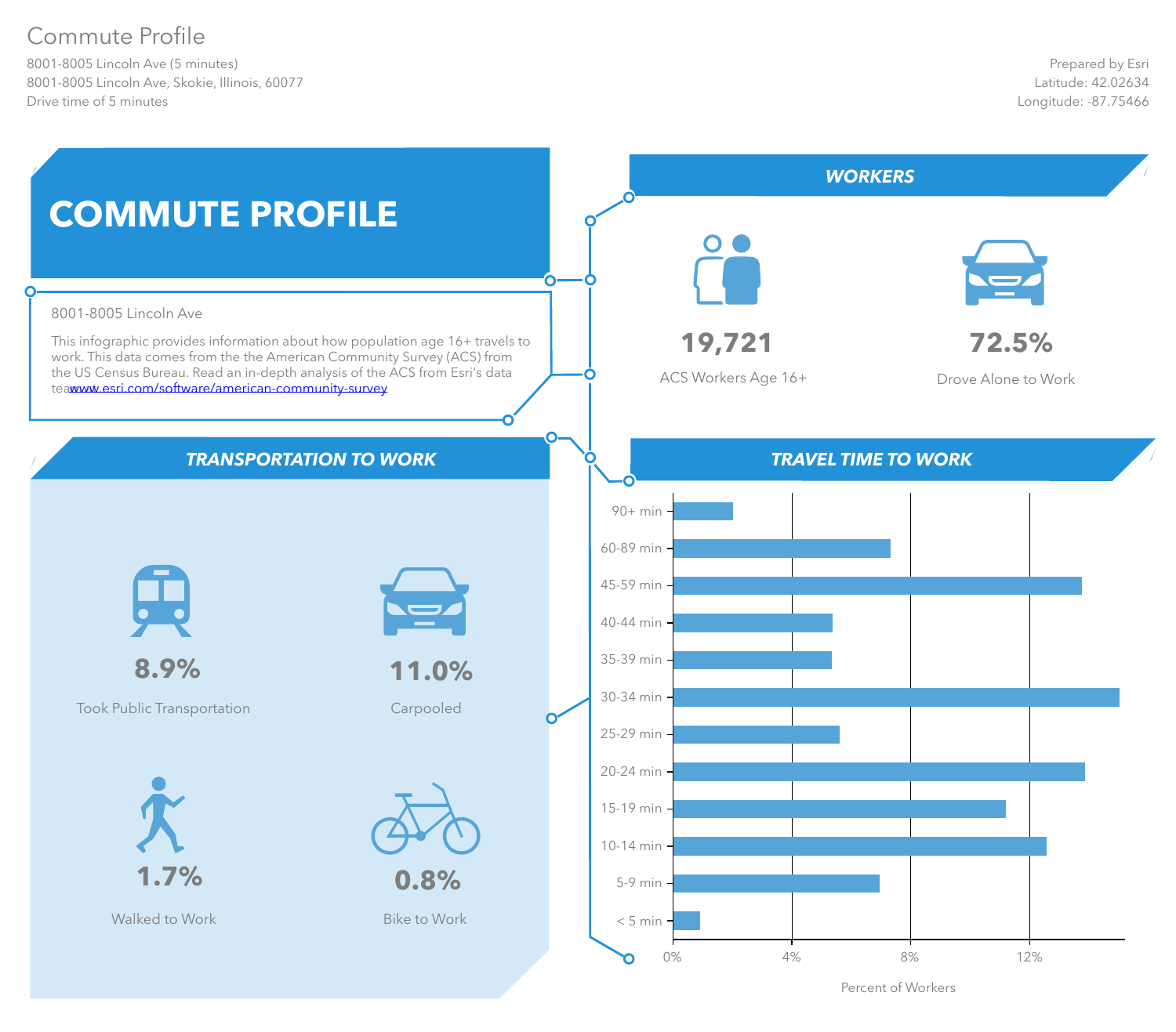# Commute Profile

8001-8005 Lincoln Ave (5 minutes)
8001-8005 Lincoln Ave, Skokie, Illinois, 60077
Drive time of 5 minutes

Prepared by Esri
Latitude: 42.02634
Longitude: -87.75466

## COMMUTE PROFILE

8001-8005 Lincoln Ave

This infographic provides information about how population age 16+ travels to work. This data comes from the the American Community Survey (ACS) from the US Census Bureau. Read an in-depth analysis of the ACS from Esri's data team[www.esri.com/software/american-community-survey](www.esri.com/software/american-community-survey)

## WORKERS

**19,721**
ACS Workers Age 16+

**72.5%**
Drove Alone to Work

## TRANSPORTATION TO WORK

**8.9%**
Took Public Transportation

**11.0%**
Carpooled

**1.7%**
Walked to Work

**0.8%**
Bike to Work

## TRAVEL TIME TO WORK

Travel time categories (Percent of Workers axis: 0%, 4%, 8%, 12%):

- 90+ min
- 60-89 min
- 45-59 min
- 40-44 min
- 35-39 min
- 30-34 min
- 25-29 min
- 20-24 min
- 15-19 min
- 10-14 min
- 5-9 min
- < 5 min

Percent of Workers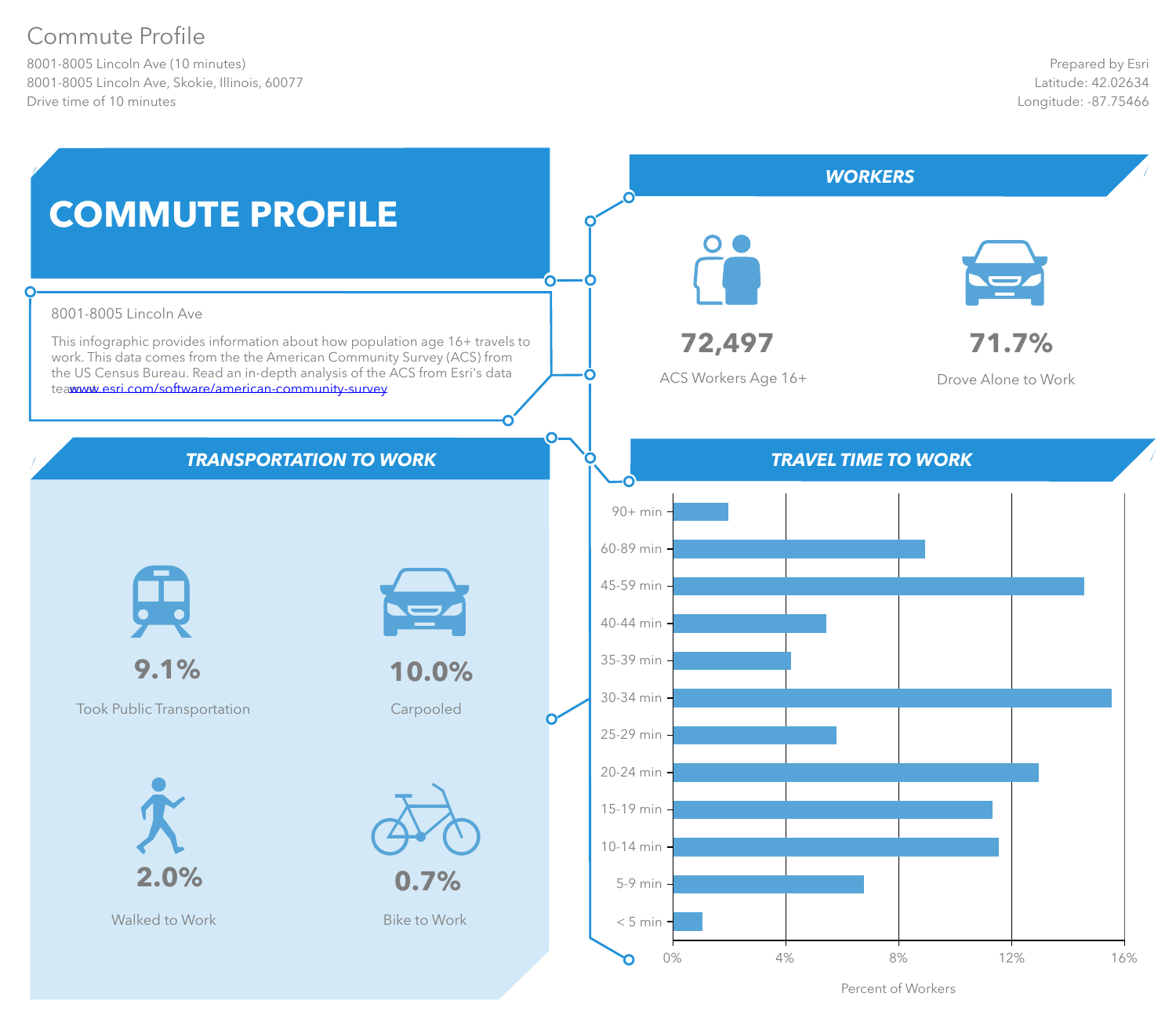# Commute Profile

8001-8005 Lincoln Ave (10 minutes)
8001-8005 Lincoln Ave, Skokie, Illinois, 60077
Drive time of 10 minutes

Prepared by Esri
Latitude: 42.02634
Longitude: -87.75466

## COMMUTE PROFILE

8001-8005 Lincoln Ave

This infographic provides information about how population age 16+ travels to work. This data comes from the the American Community Survey (ACS) from the US Census Bureau. Read an in-depth analysis of the ACS from Esri's data teawww.esri.com/software/american-community-survey

## WORKERS

**72,497**
ACS Workers Age 16+

**71.7%**
Drove Alone to Work

## TRANSPORTATION TO WORK

**9.1%**
Took Public Transportation

**10.0%**
Carpooled

**2.0%**
Walked to Work

**0.7%**
Bike to Work

## TRAVEL TIME TO WORK

Travel times (y-axis): 90+ min, 60-89 min, 45-59 min, 40-44 min, 35-39 min, 30-34 min, 25-29 min, 20-24 min, 15-19 min, 10-14 min, 5-9 min, < 5 min

Percent of Workers (x-axis): 0%, 4%, 8%, 12%, 16%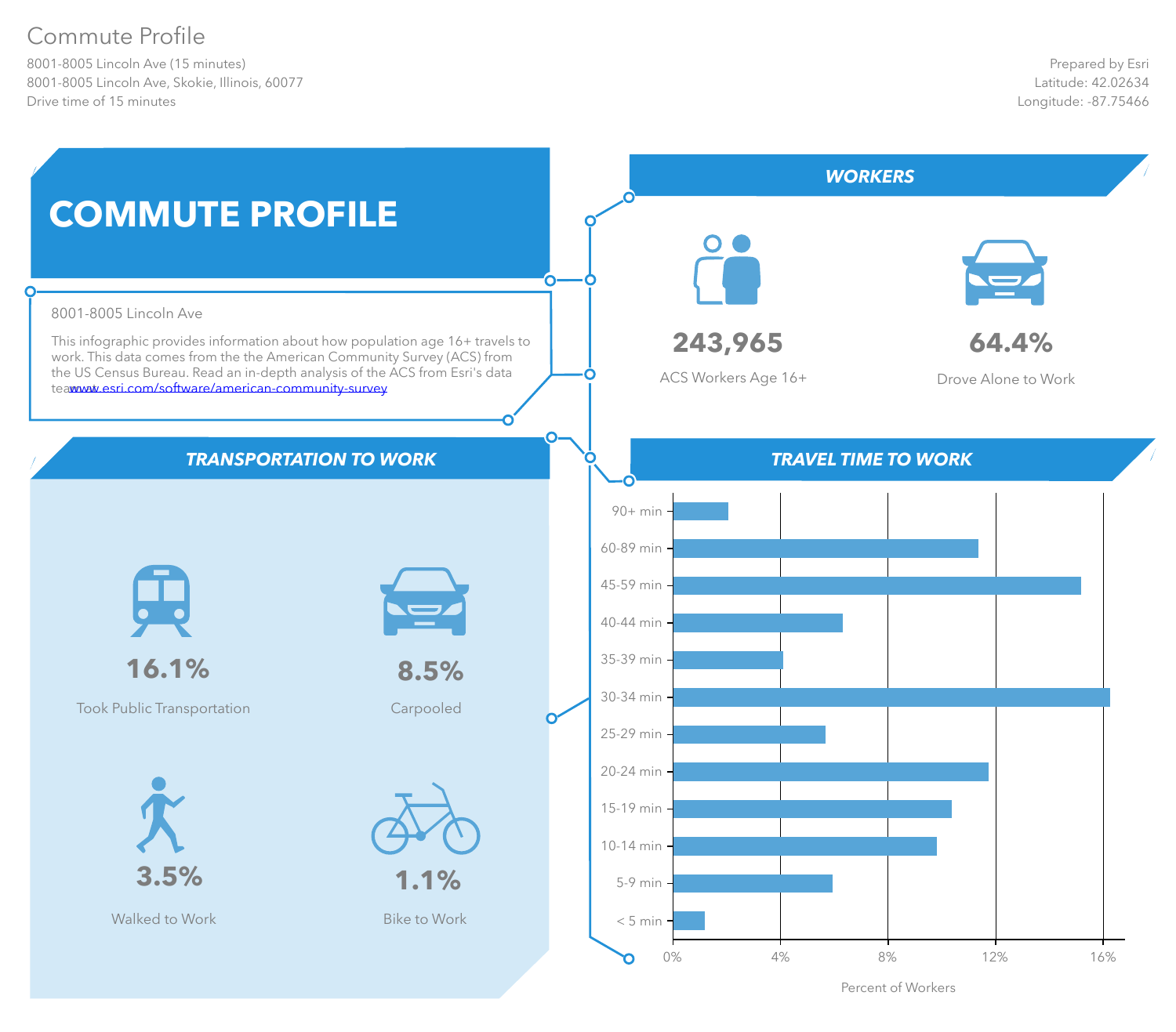# Commute Profile

8001-8005 Lincoln Ave (15 minutes)
8001-8005 Lincoln Ave, Skokie, Illinois, 60077
Drive time of 15 minutes

Prepared by Esri
Latitude: 42.02634
Longitude: -87.75466

## COMMUTE PROFILE

8001-8005 Lincoln Ave

This infographic provides information about how population age 16+ travels to work. This data comes from the the American Community Survey (ACS) from the US Census Bureau. Read an in-depth analysis of the ACS from Esri's data teawww.esri.com/software/american-community-survey

## WORKERS

**243,965**
ACS Workers Age 16+

**64.4%**
Drove Alone to Work

## TRANSPORTATION TO WORK

**16.1%**
Took Public Transportation

**8.5%**
Carpooled

**3.5%**
Walked to Work

**1.1%**
Bike to Work

## TRAVEL TIME TO WORK

Percent of Workers (axis: 0%, 4%, 8%, 12%, 16%)

| Travel Time | Percent of Workers (approx.) |
|---|---|
| 90+ min | 2.0% |
| 60-89 min | 11.3% |
| 45-59 min | 15.1% |
| 40-44 min | 6.3% |
| 35-39 min | 4.1% |
| 30-34 min | 16.2% |
| 25-29 min | 5.6% |
| 20-24 min | 11.7% |
| 15-19 min | 10.3% |
| 10-14 min | 9.8% |
| 5-9 min | 5.9% |
| < 5 min | 1.2% |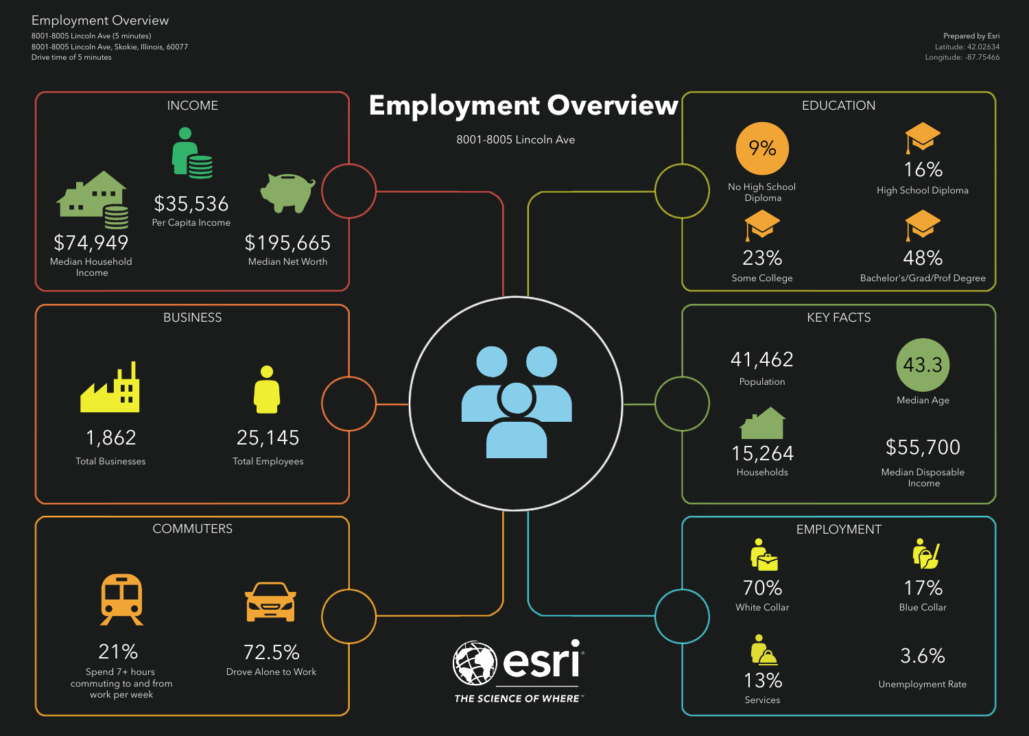Employment Overview

8001-8005 Lincoln Ave (5 minutes)
8001-8005 Lincoln Ave, Skokie, Illinois, 60077
Drive time of 5 minutes

Prepared by Esri
Latitude: 42.02634
Longitude: -87.75466

# Employment Overview

8001-8005 Lincoln Ave

## INCOME

- $74,949 — Median Household Income
- $35,536 — Per Capita Income
- $195,665 — Median Net Worth

## EDUCATION

- 9% — No High School Diploma
- 16% — High School Diploma
- 23% — Some College
- 48% — Bachelor's/Grad/Prof Degree

## BUSINESS

- 1,862 — Total Businesses
- 25,145 — Total Employees

## KEY FACTS

- 41,462 — Population
- 43.3 — Median Age
- 15,264 — Households
- $55,700 — Median Disposable Income

## COMMUTERS

- 21% — Spend 7+ hours commuting to and from work per week
- 72.5% — Drove Alone to Work

## EMPLOYMENT

- 70% — White Collar
- 17% — Blue Collar
- 13% — Services
- 3.6% — Unemployment Rate

esri
THE SCIENCE OF WHERE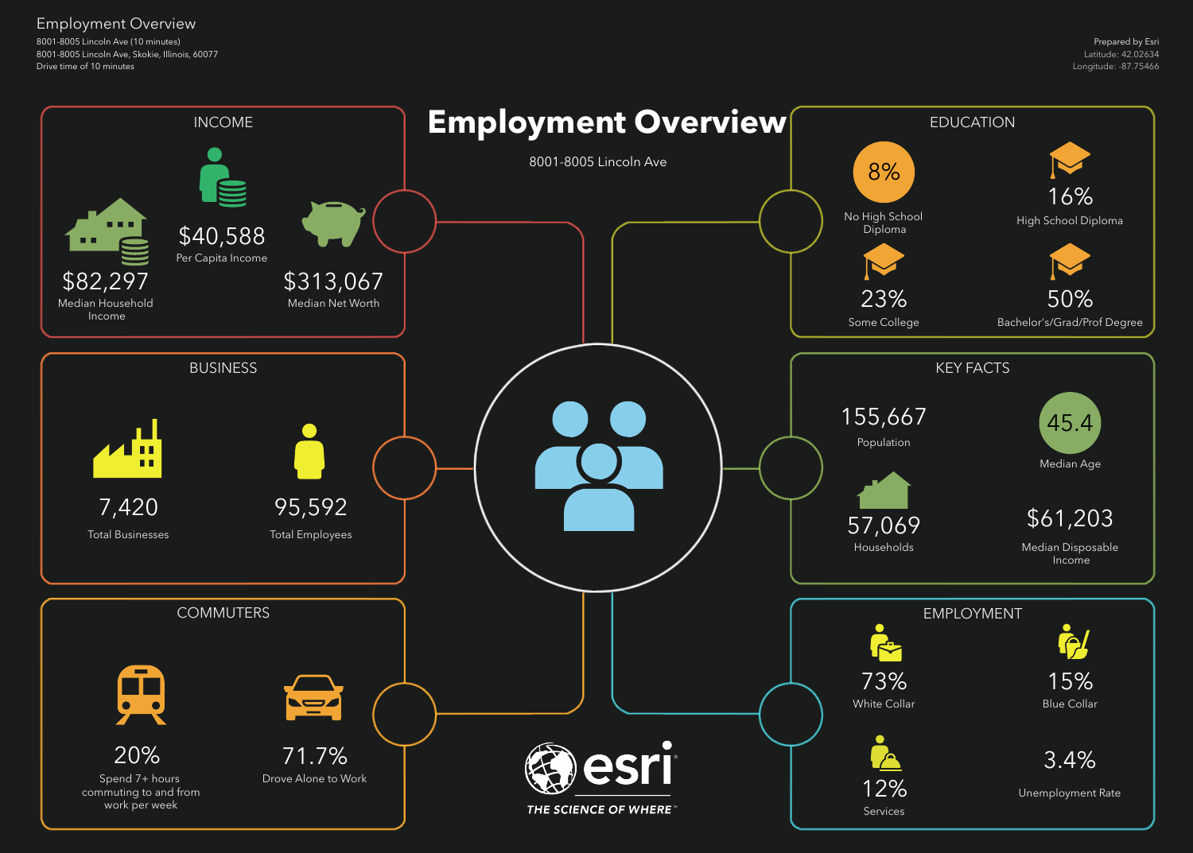Employment Overview

8001-8005 Lincoln Ave (10 minutes)
8001-8005 Lincoln Ave, Skokie, Illinois, 60077
Drive time of 10 minutes

Prepared by Esri
Latitude: 42.02634
Longitude: -87.75466

# Employment Overview

8001-8005 Lincoln Ave

## INCOME

- $82,297 — Median Household Income
- $40,588 — Per Capita Income
- $313,067 — Median Net Worth

## EDUCATION

- 8% — No High School Diploma
- 16% — High School Diploma
- 23% — Some College
- 50% — Bachelor's/Grad/Prof Degree

## BUSINESS

- 7,420 — Total Businesses
- 95,592 — Total Employees

## KEY FACTS

- 155,667 — Population
- 45.4 — Median Age
- 57,069 — Households
- $61,203 — Median Disposable Income

## COMMUTERS

- 20% — Spend 7+ hours commuting to and from work per week
- 71.7% — Drove Alone to Work

## EMPLOYMENT

- 73% — White Collar
- 15% — Blue Collar
- 12% — Services
- 3.4% — Unemployment Rate

esri
THE SCIENCE OF WHERE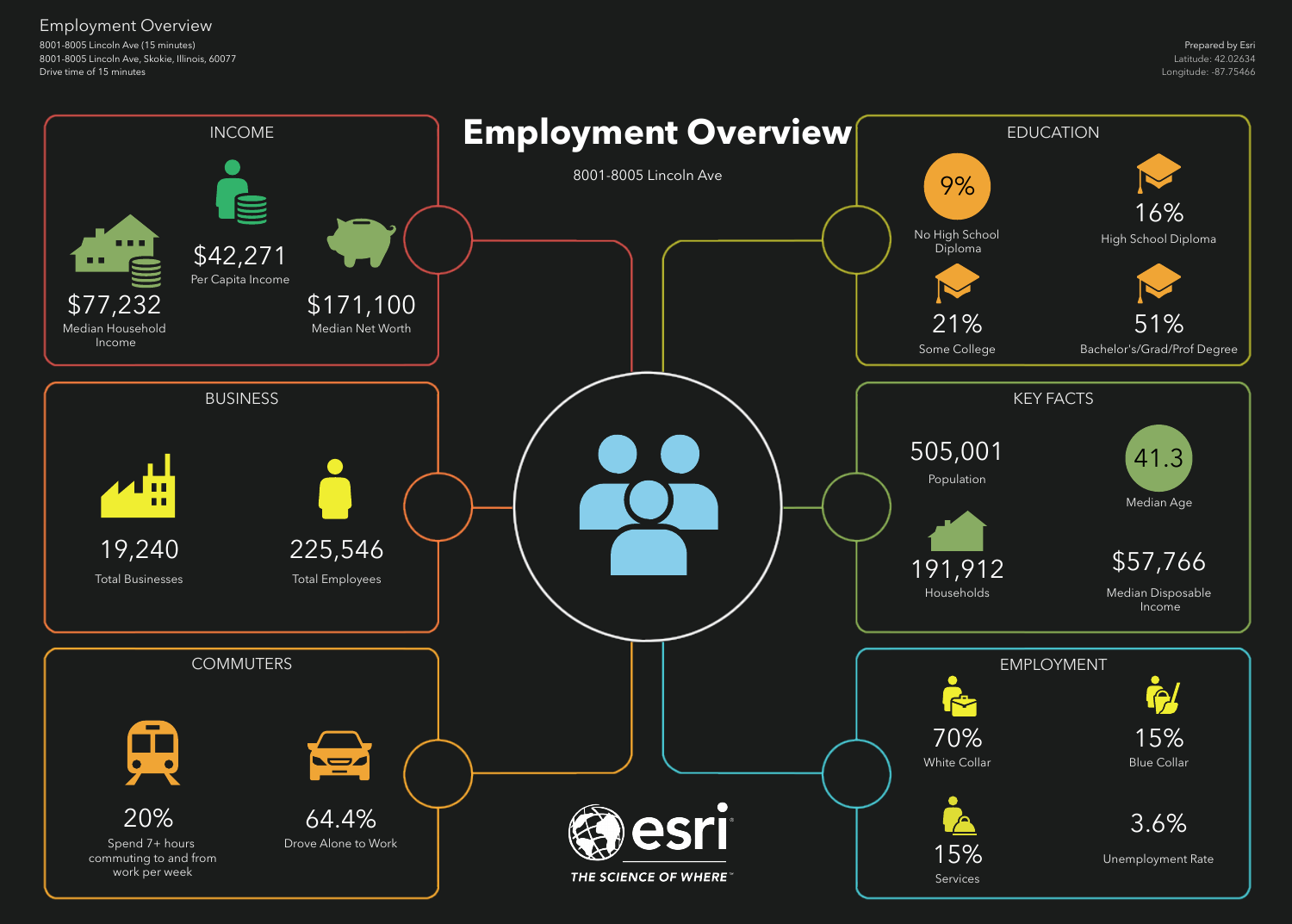Employment Overview

8001-8005 Lincoln Ave (15 minutes)
8001-8005 Lincoln Ave, Skokie, Illinois, 60077
Drive time of 15 minutes

Prepared by Esri
Latitude: 42.02634
Longitude: -87.75466

# Employment Overview

8001-8005 Lincoln Ave

## INCOME

$42,271
Per Capita Income

$77,232
Median Household Income

$171,100
Median Net Worth

## EDUCATION

9%
No High School Diploma

16%
High School Diploma

21%
Some College

51%
Bachelor's/Grad/Prof Degree

## BUSINESS

19,240
Total Businesses

225,546
Total Employees

## KEY FACTS

505,001
Population

41.3
Median Age

191,912
Households

$57,766
Median Disposable Income

## COMMUTERS

20%
Spend 7+ hours commuting to and from work per week

64.4%
Drove Alone to Work

## EMPLOYMENT

70%
White Collar

15%
Blue Collar

15%
Services

3.6%
Unemployment Rate

esri
THE SCIENCE OF WHERE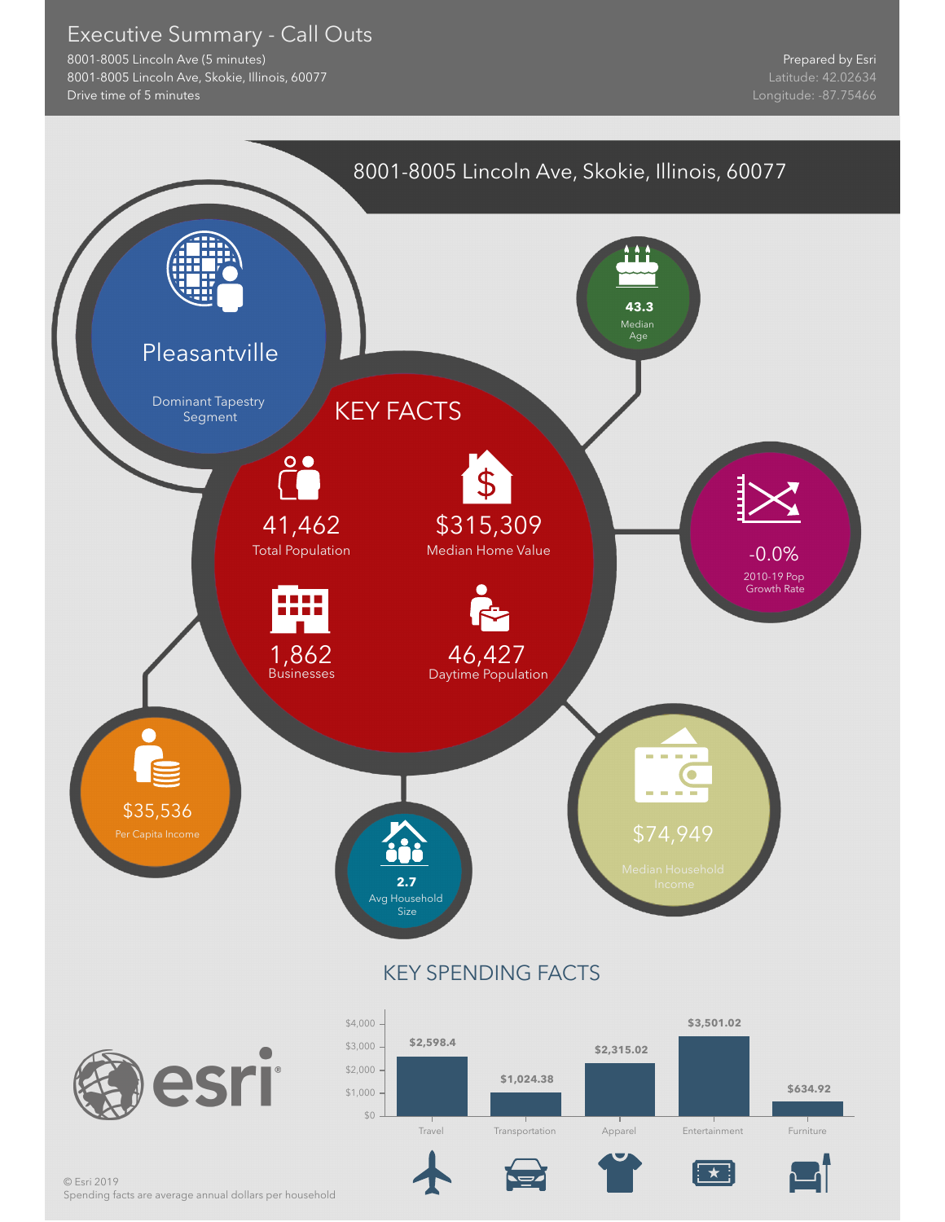# Executive Summary - Call Outs

8001-8005 Lincoln Ave (5 minutes)
8001-8005 Lincoln Ave, Skokie, Illinois, 60077
Drive time of 5 minutes

Prepared by Esri
Latitude: 42.02634
Longitude: -87.75466

## 8001-8005 Lincoln Ave, Skokie, Illinois, 60077

**Pleasantville**
Dominant Tapestry Segment

**43.3**
Median Age

## KEY FACTS

**41,462**
Total Population

**$315,309**
Median Home Value

**1,862**
Businesses

**46,427**
Daytime Population

**-0.0%**
2010-19 Pop Growth Rate

**$35,536**
Per Capita Income

**2.7**
Avg Household Size

**$74,949**
Median Household Income

## KEY SPENDING FACTS

| Category | Average Annual Spending |
|---|---|
| Travel | $2,598.4 |
| Transportation | $1,024.38 |
| Apparel | $2,315.02 |
| Entertainment | $3,501.02 |
| Furniture | $634.92 |

© Esri 2019
Spending facts are average annual dollars per household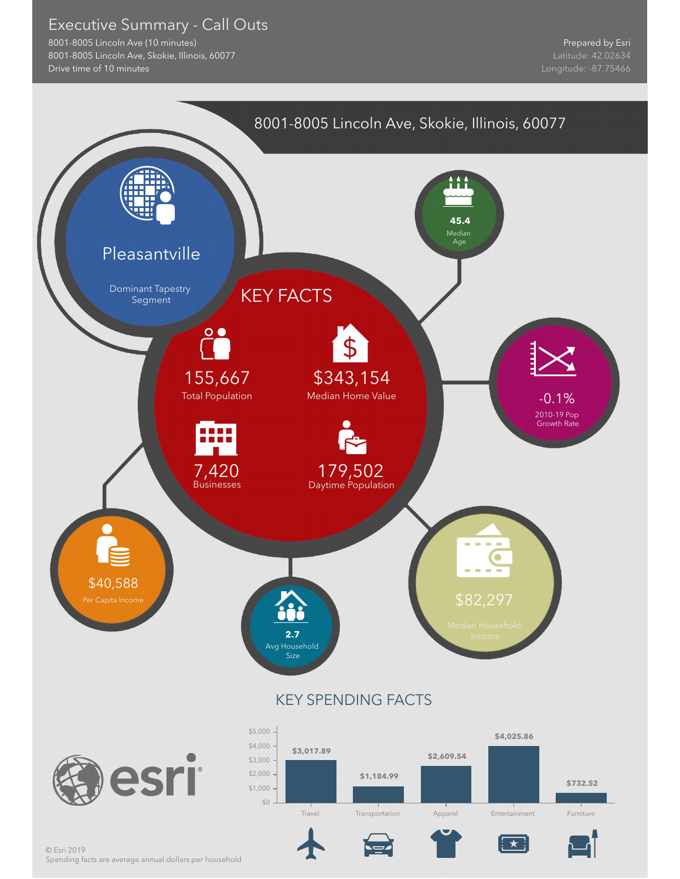# Executive Summary - Call Outs

8001-8005 Lincoln Ave (10 minutes)
8001-8005 Lincoln Ave, Skokie, Illinois, 60077
Drive time of 10 minutes

Prepared by Esri
Latitude: 42.02634
Longitude: -87.75466

## 8001-8005 Lincoln Ave, Skokie, Illinois, 60077

**Pleasantville**
Dominant Tapestry Segment

**45.4**
Median Age

## KEY FACTS

**155,667**
Total Population

**$343,154**
Median Home Value

**7,420**
Businesses

**179,502**
Daytime Population

**-0.1%**
2010-19 Pop Growth Rate

**$40,588**
Per Capita Income

**2.7**
Avg Household Size

**$82,297**
Median Household Income

## KEY SPENDING FACTS

| Category | Amount |
|---|---|
| Travel | $3,017.89 |
| Transportation | $1,184.99 |
| Apparel | $2,609.54 |
| Entertainment | $4,025.86 |
| Furniture | $732.52 |

© Esri 2019
Spending facts are average annual dollars per household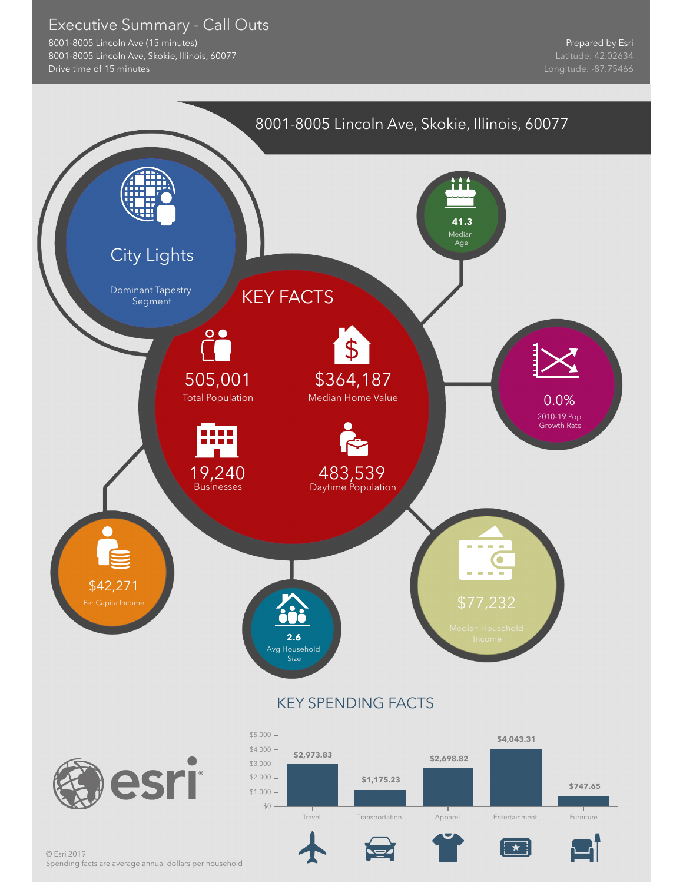# Executive Summary - Call Outs

8001-8005 Lincoln Ave (15 minutes)
8001-8005 Lincoln Ave, Skokie, Illinois, 60077
Drive time of 15 minutes

Prepared by Esri
Latitude: 42.02634
Longitude: -87.75466

## 8001-8005 Lincoln Ave, Skokie, Illinois, 60077

**City Lights**
Dominant Tapestry Segment

**41.3**
Median Age

**0.0%**
2010-19 Pop Growth Rate

## KEY FACTS

| Value | Measure |
|---|---|
| 505,001 | Total Population |
| $364,187 | Median Home Value |
| 19,240 | Businesses |
| 483,539 | Daytime Population |

**$42,271**
Per Capita Income

**2.6**
Avg Household Size

**$77,232**
Median Household Income

## KEY SPENDING FACTS

| Category | Amount |
|---|---|
| Travel | $2,973.83 |
| Transportation | $1,175.23 |
| Apparel | $2,698.82 |
| Entertainment | $4,043.31 |
| Furniture | $747.65 |

© Esri 2019
Spending facts are average annual dollars per household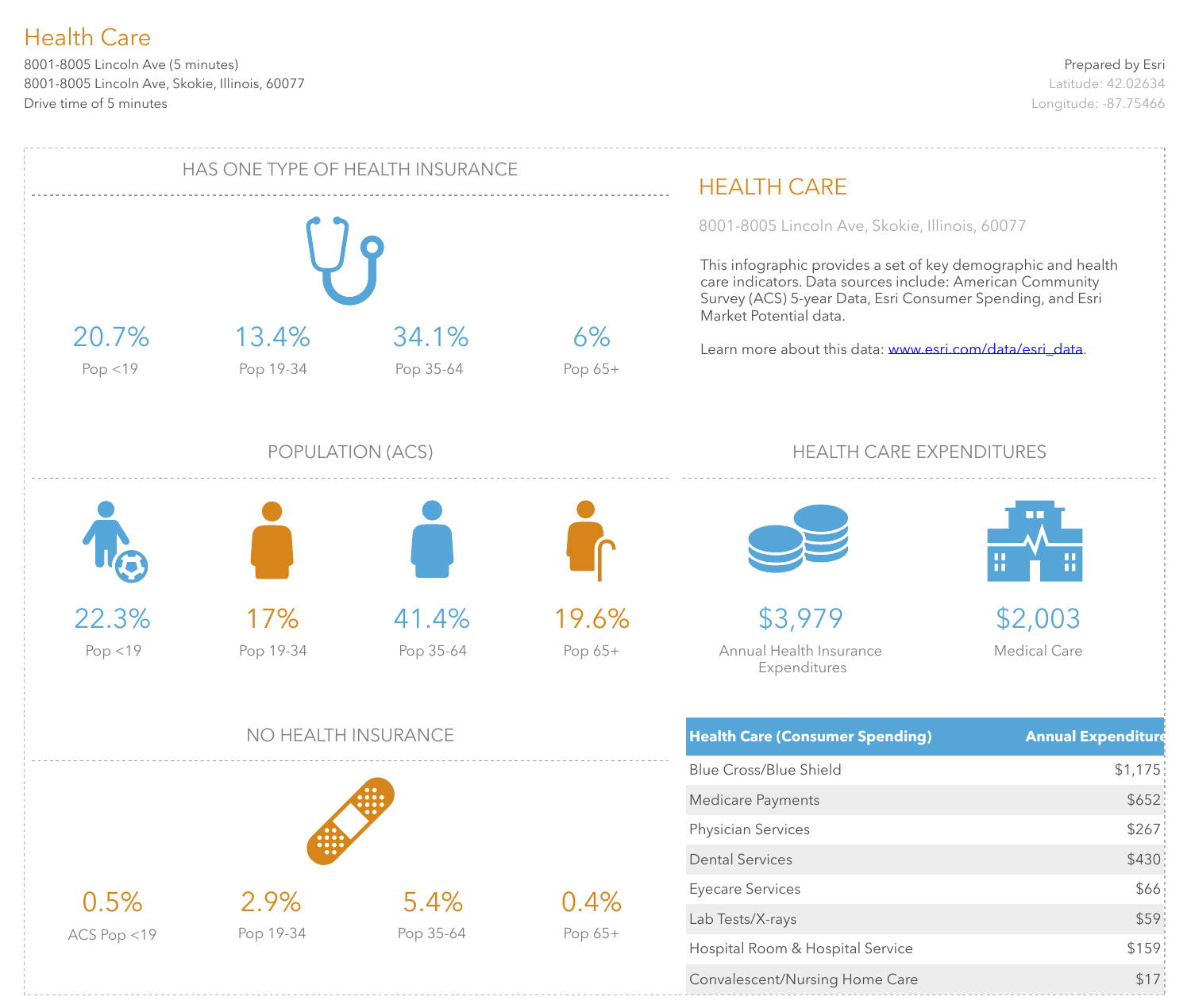# Health Care

8001-8005 Lincoln Ave (5 minutes)
8001-8005 Lincoln Ave, Skokie, Illinois, 60077
Drive time of 5 minutes

Prepared by Esri
Latitude: 42.02634
Longitude: -87.75466

## HAS ONE TYPE OF HEALTH INSURANCE

| 20.7% | 13.4% | 34.1% | 6% |
|---|---|---|---|
| Pop <19 | Pop 19-34 | Pop 35-64 | Pop 65+ |

## POPULATION (ACS)

| 22.3% | 17% | 41.4% | 19.6% |
|---|---|---|---|
| Pop <19 | Pop 19-34 | Pop 35-64 | Pop 65+ |

## NO HEALTH INSURANCE

| 0.5% | 2.9% | 5.4% | 0.4% |
|---|---|---|---|
| ACS Pop <19 | Pop 19-34 | Pop 35-64 | Pop 65+ |

## HEALTH CARE

8001-8005 Lincoln Ave, Skokie, Illinois, 60077

This infographic provides a set of key demographic and health care indicators. Data sources include: American Community Survey (ACS) 5-year Data, Esri Consumer Spending, and Esri Market Potential data.

Learn more about this data: www.esri.com/data/esri_data.

## HEALTH CARE EXPENDITURES

**$3,979**
Annual Health Insurance Expenditures

**$2,003**
Medical Care

| Health Care (Consumer Spending) | Annual Expenditure |
|---|---|
| Blue Cross/Blue Shield | $1,175 |
| Medicare Payments | $652 |
| Physician Services | $267 |
| Dental Services | $430 |
| Eyecare Services | $66 |
| Lab Tests/X-rays | $59 |
| Hospital Room & Hospital Service | $159 |
| Convalescent/Nursing Home Care | $17 |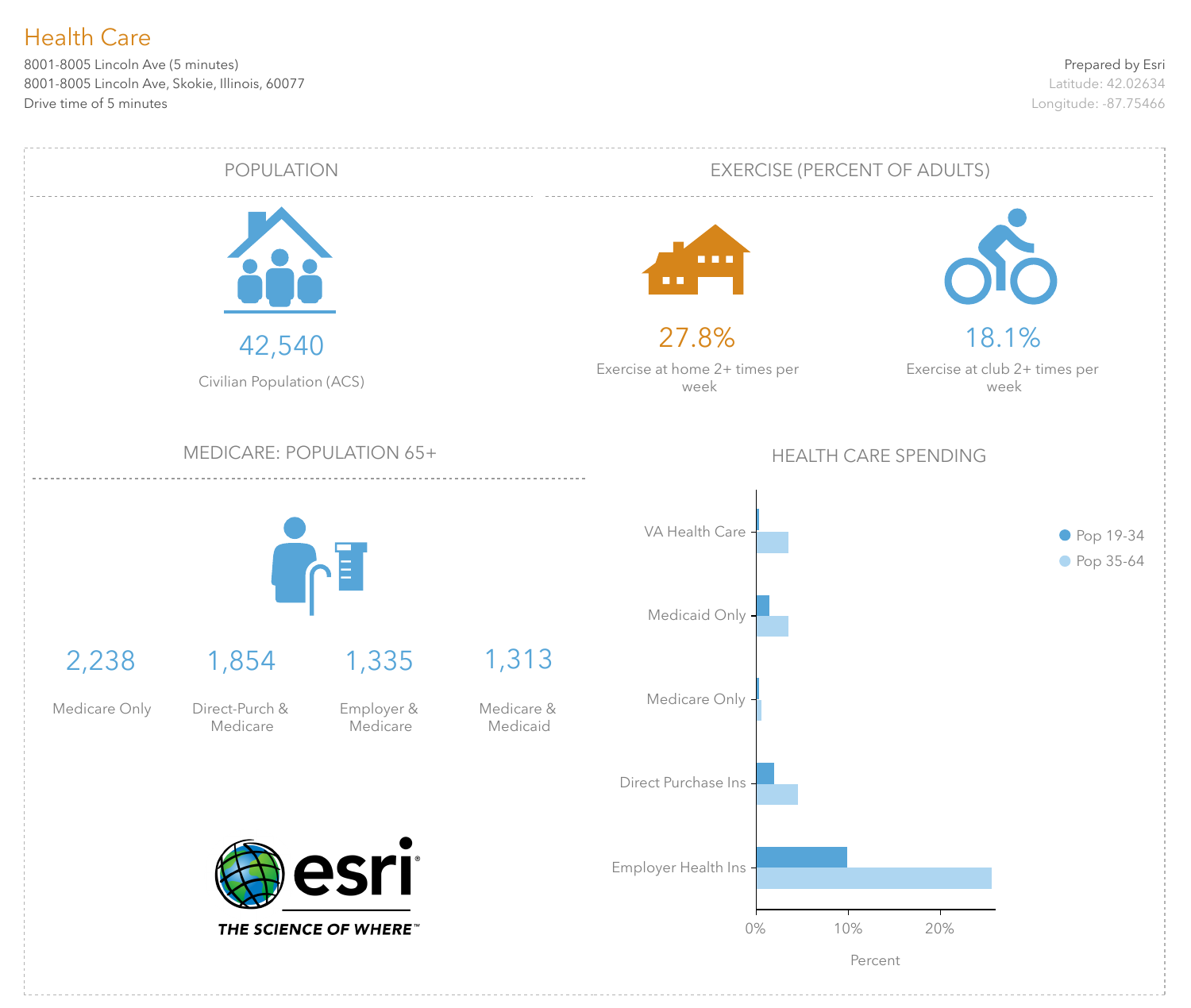# Health Care

8001-8005 Lincoln Ave (5 minutes)
8001-8005 Lincoln Ave, Skokie, Illinois, 60077
Drive time of 5 minutes

Prepared by Esri
Latitude: 42.02634
Longitude: -87.75466

## POPULATION

42,540

Civilian Population (ACS)

## EXERCISE (PERCENT OF ADULTS)

27.8%

Exercise at home 2+ times per week

18.1%

Exercise at club 2+ times per week

## MEDICARE: POPULATION 65+

| 2,238 | 1,854 | 1,335 | 1,313 |
|---|---|---|---|
| Medicare Only | Direct-Purch & Medicare | Employer & Medicare | Medicare & Medicaid |

## HEALTH CARE SPENDING

Legend: Pop 19-34, Pop 35-64

Categories: VA Health Care, Medicaid Only, Medicare Only, Direct Purchase Ins, Employer Health Ins

Axis: 0%, 10%, 20% — Percent

esri
THE SCIENCE OF WHERE™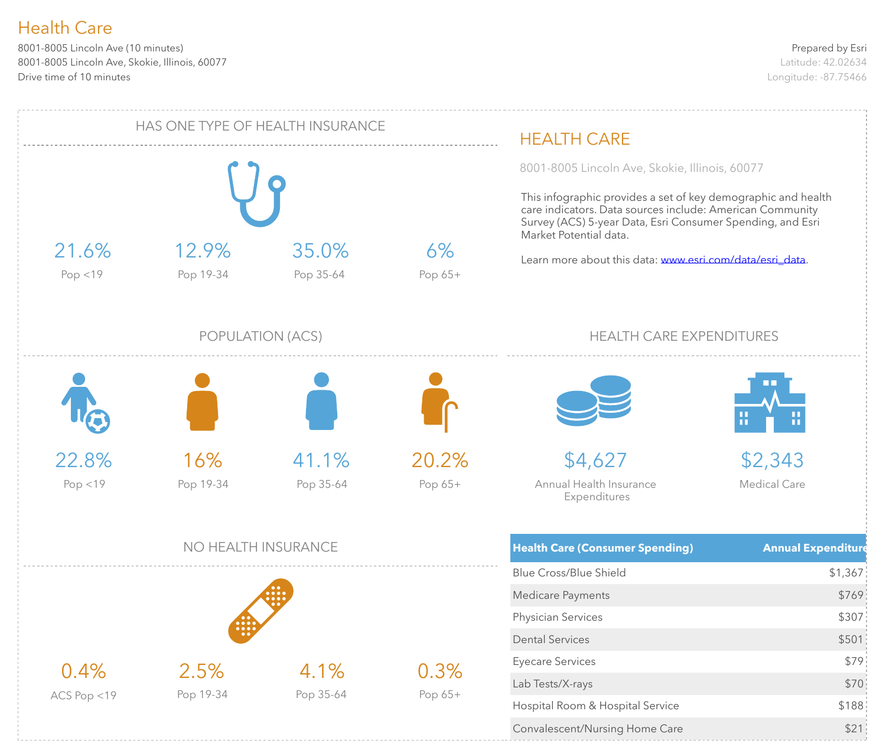# Health Care

8001-8005 Lincoln Ave (10 minutes)
8001-8005 Lincoln Ave, Skokie, Illinois, 60077
Drive time of 10 minutes

Prepared by Esri
Latitude: 42.02634
Longitude: -87.75466

## HAS ONE TYPE OF HEALTH INSURANCE

| 21.6% | 12.9% | 35.0% | 6% |
|---|---|---|---|
| Pop <19 | Pop 19-34 | Pop 35-64 | Pop 65+ |

## POPULATION (ACS)

| 22.8% | 16% | 41.1% | 20.2% |
|---|---|---|---|
| Pop <19 | Pop 19-34 | Pop 35-64 | Pop 65+ |

## NO HEALTH INSURANCE

| 0.4% | 2.5% | 4.1% | 0.3% |
|---|---|---|---|
| ACS Pop <19 | Pop 19-34 | Pop 35-64 | Pop 65+ |

## HEALTH CARE

8001-8005 Lincoln Ave, Skokie, Illinois, 60077

This infographic provides a set of key demographic and health care indicators. Data sources include: American Community Survey (ACS) 5-year Data, Esri Consumer Spending, and Esri Market Potential data.

Learn more about this data: www.esri.com/data/esri_data.

## HEALTH CARE EXPENDITURES

**$4,627** Annual Health Insurance Expenditures

**$2,343** Medical Care

| Health Care (Consumer Spending) | Annual Expenditure |
|---|---|
| Blue Cross/Blue Shield | $1,367 |
| Medicare Payments | $769 |
| Physician Services | $307 |
| Dental Services | $501 |
| Eyecare Services | $79 |
| Lab Tests/X-rays | $70 |
| Hospital Room & Hospital Service | $188 |
| Convalescent/Nursing Home Care | $21 |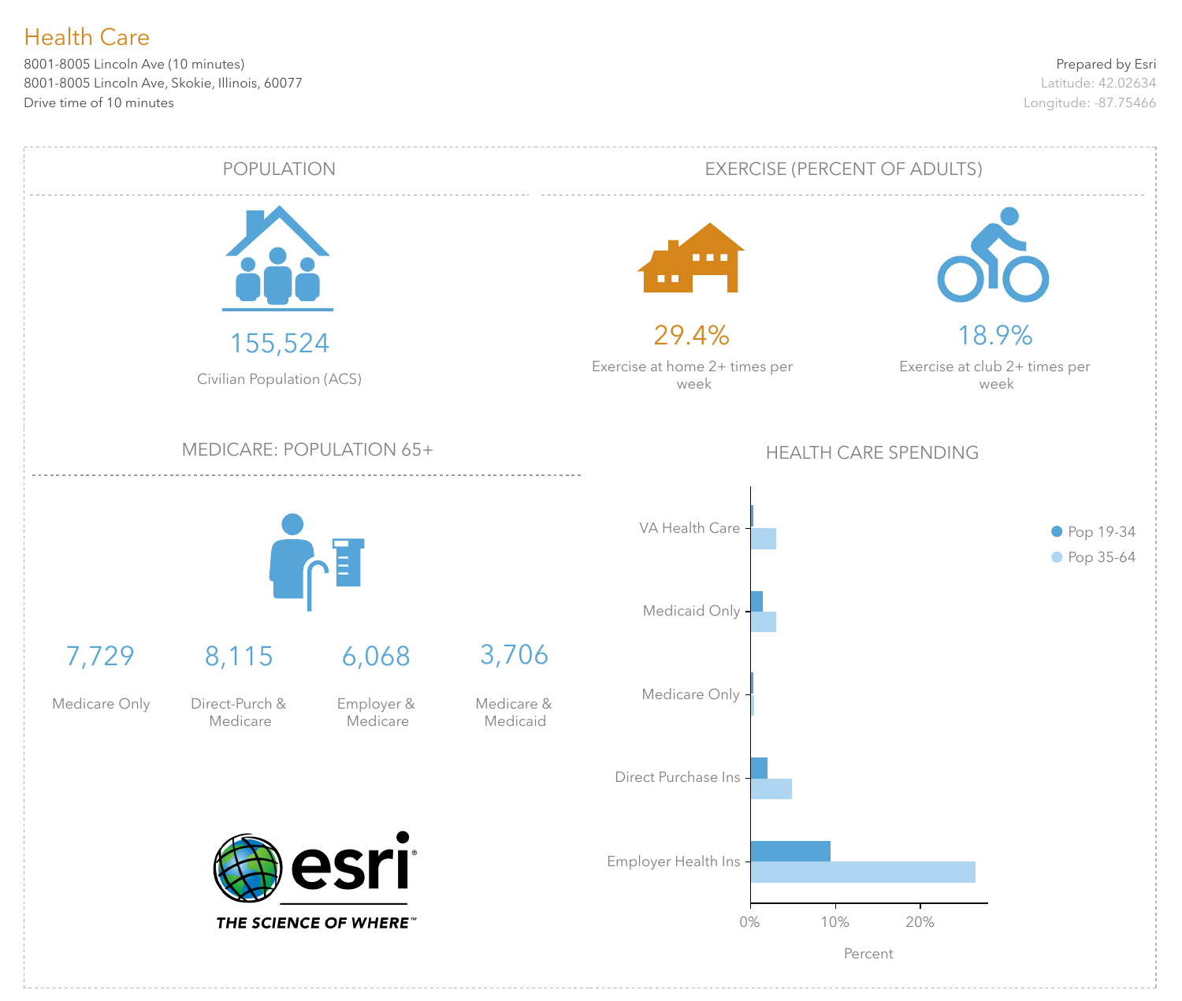# Health Care

8001-8005 Lincoln Ave (10 minutes)
8001-8005 Lincoln Ave, Skokie, Illinois, 60077
Drive time of 10 minutes

Prepared by Esri
Latitude: 42.02634
Longitude: -87.75466

## POPULATION

155,524

Civilian Population (ACS)

## EXERCISE (PERCENT OF ADULTS)

29.4%

Exercise at home 2+ times per week

18.9%

Exercise at club 2+ times per week

## MEDICARE: POPULATION 65+

| 7,729 | 8,115 | 6,068 | 3,706 |
|---|---|---|---|
| Medicare Only | Direct-Purch & Medicare | Employer & Medicare | Medicare & Medicaid |

## HEALTH CARE SPENDING

Pop 19-34
Pop 35-64

VA Health Care
Medicaid Only
Medicare Only
Direct Purchase Ins
Employer Health Ins

0% 10% 20%

Percent

esri
THE SCIENCE OF WHERE™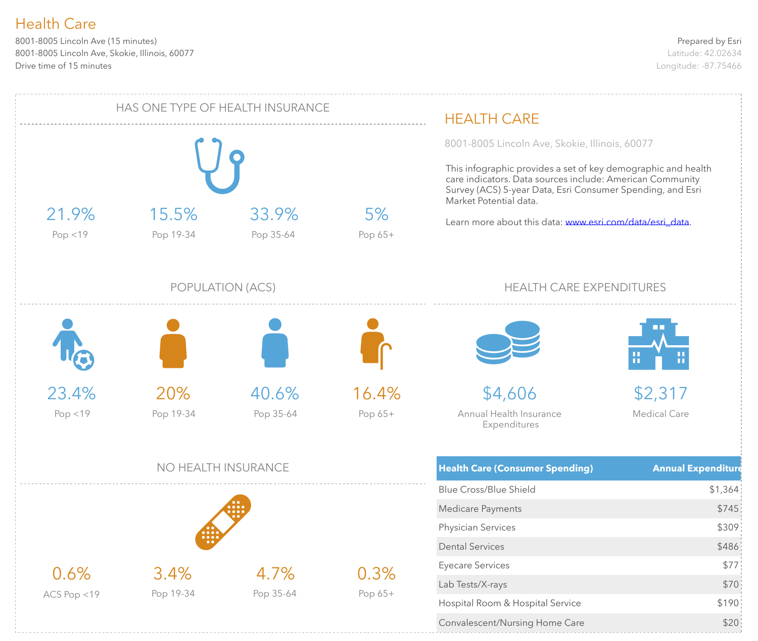# Health Care

8001-8005 Lincoln Ave (15 minutes)
8001-8005 Lincoln Ave, Skokie, Illinois, 60077
Drive time of 15 minutes

Prepared by Esri
Latitude: 42.02634
Longitude: -87.75466

## HAS ONE TYPE OF HEALTH INSURANCE

| 21.9% | 15.5% | 33.9% | 5% |
|---|---|---|---|
| Pop <19 | Pop 19-34 | Pop 35-64 | Pop 65+ |

## POPULATION (ACS)

| 23.4% | 20% | 40.6% | 16.4% |
|---|---|---|---|
| Pop <19 | Pop 19-34 | Pop 35-64 | Pop 65+ |

## NO HEALTH INSURANCE

| 0.6% | 3.4% | 4.7% | 0.3% |
|---|---|---|---|
| ACS Pop <19 | Pop 19-34 | Pop 35-64 | Pop 65+ |

## HEALTH CARE

8001-8005 Lincoln Ave, Skokie, Illinois, 60077

This infographic provides a set of key demographic and health care indicators. Data sources include: American Community Survey (ACS) 5-year Data, Esri Consumer Spending, and Esri Market Potential data.

Learn more about this data: www.esri.com/data/esri_data.

## HEALTH CARE EXPENDITURES

**$4,606** Annual Health Insurance Expenditures

**$2,317** Medical Care

| Health Care (Consumer Spending) | Annual Expenditure |
|---|---|
| Blue Cross/Blue Shield | $1,364 |
| Medicare Payments | $745 |
| Physician Services | $309 |
| Dental Services | $486 |
| Eyecare Services | $77 |
| Lab Tests/X-rays | $70 |
| Hospital Room & Hospital Service | $190 |
| Convalescent/Nursing Home Care | $20 |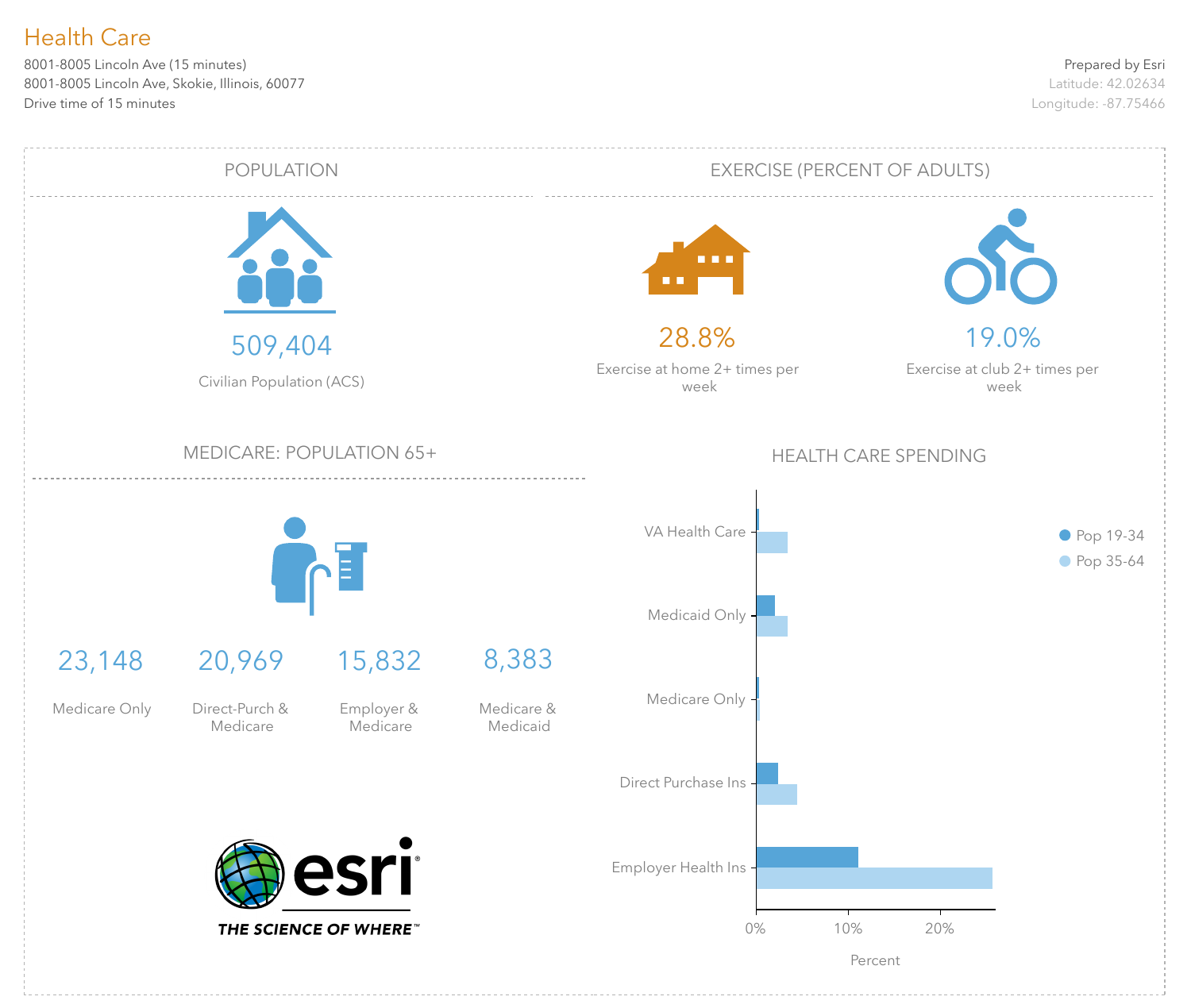# Health Care

8001-8005 Lincoln Ave (15 minutes)
8001-8005 Lincoln Ave, Skokie, Illinois, 60077
Drive time of 15 minutes

Prepared by Esri
Latitude: 42.02634
Longitude: -87.75466

## POPULATION

509,404
Civilian Population (ACS)

## EXERCISE (PERCENT OF ADULTS)

28.8%
Exercise at home 2+ times per week

19.0%
Exercise at club 2+ times per week

## MEDICARE: POPULATION 65+

| 23,148 | 20,969 | 15,832 | 8,383 |
| --- | --- | --- | --- |
| Medicare Only | Direct-Purch & Medicare | Employer & Medicare | Medicare & Medicaid |

## HEALTH CARE SPENDING

- VA Health Care
- Medicaid Only
- Medicare Only
- Direct Purchase Ins
- Employer Health Ins

Pop 19-34
Pop 35-64

0% 10% 20%
Percent

esri
THE SCIENCE OF WHERE™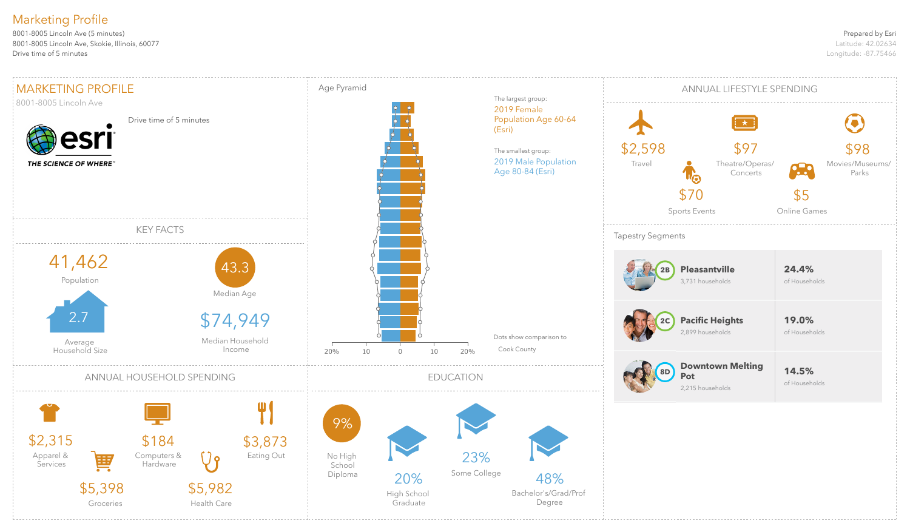# Marketing Profile

8001-8005 Lincoln Ave (5 minutes)
8001-8005 Lincoln Ave, Skokie, Illinois, 60077
Drive time of 5 minutes

Prepared by Esri
Latitude: 42.02634
Longitude: -87.75466

## MARKETING PROFILE

8001-8005 Lincoln Ave

Drive time of 5 minutes

esri
THE SCIENCE OF WHERE™

### KEY FACTS

41,462
Population

43.3
Median Age

2.7
Average Household Size

$74,949
Median Household Income

### Age Pyramid

The largest group:
2019 Female Population Age 60-64 (Esri)

The smallest group:
2019 Male Population Age 80-84 (Esri)

Dots show comparison to Cook County

20% 10 0 10 20%

### ANNUAL LIFESTYLE SPENDING

| Category | Amount |
|---|---|
| Travel | $2,598 |
| Theatre/Operas/Concerts | $97 |
| Movies/Museums/Parks | $98 |
| Sports Events | $70 |
| Online Games | $5 |

### Tapestry Segments

| Segment | Households | % of Households |
|---|---|---|
| 2B Pleasantville | 3,731 households | 24.4% of Households |
| 2C Pacific Heights | 2,899 households | 19.0% of Households |
| 8D Downtown Melting Pot | 2,215 households | 14.5% of Households |

### ANNUAL HOUSEHOLD SPENDING

| Category | Amount |
|---|---|
| Apparel & Services | $2,315 |
| Computers & Hardware | $184 |
| Eating Out | $3,873 |
| Groceries | $5,398 |
| Health Care | $5,982 |

### EDUCATION

| Level | Percent |
|---|---|
| No High School Diploma | 9% |
| High School Graduate | 20% |
| Some College | 23% |
| Bachelor's/Grad/Prof Degree | 48% |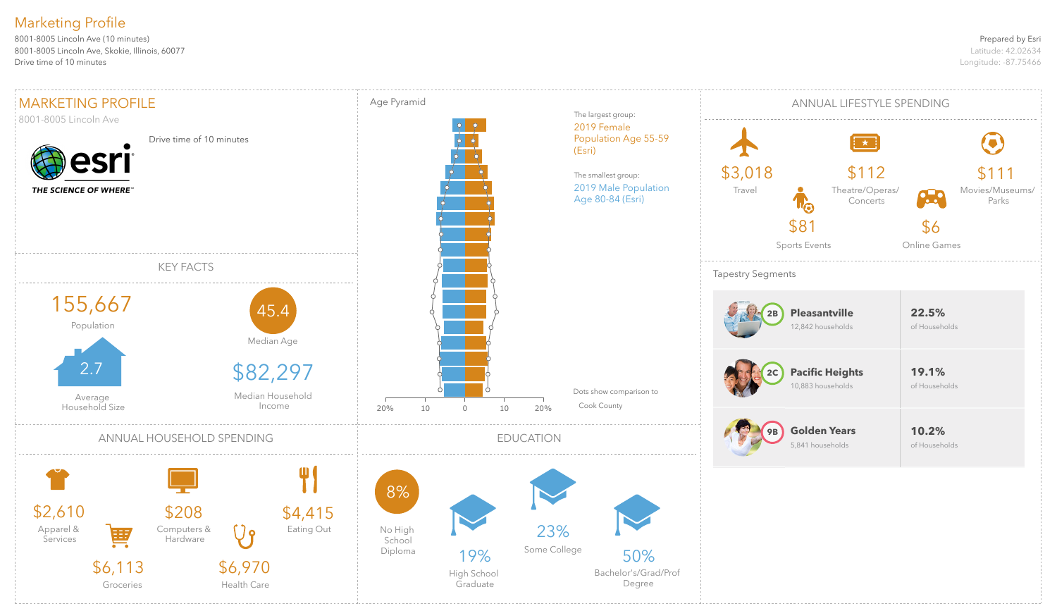# Marketing Profile

8001-8005 Lincoln Ave (10 minutes)
8001-8005 Lincoln Ave, Skokie, Illinois, 60077
Drive time of 10 minutes

Prepared by Esri
Latitude: 42.02634
Longitude: -87.75466

## MARKETING PROFILE

8001-8005 Lincoln Ave

Drive time of 10 minutes

esri
THE SCIENCE OF WHERE™

## KEY FACTS

155,667
Population

2.7
Average Household Size

45.4
Median Age

$82,297
Median Household Income

## Age Pyramid

The largest group:
2019 Female Population Age 55-59 (Esri)

The smallest group:
2019 Male Population Age 80-84 (Esri)

Dots show comparison to Cook County

20% 10 0 10 20%

## ANNUAL LIFESTYLE SPENDING

$3,018
Travel

$112
Theatre/Operas/Concerts

$111
Movies/Museums/Parks

$81
Sports Events

$6
Online Games

## Tapestry Segments

| Segment | Households | % of Households |
|---|---|---|
| 2B Pleasantville | 12,842 households | 22.5% of Households |
| 2C Pacific Heights | 10,883 households | 19.1% of Households |
| 9B Golden Years | 5,841 households | 10.2% of Households |

## ANNUAL HOUSEHOLD SPENDING

$2,610
Apparel & Services

$208
Computers & Hardware

$4,415
Eating Out

$6,113
Groceries

$6,970
Health Care

## EDUCATION

8%
No High School Diploma

19%
High School Graduate

23%
Some College

50%
Bachelor's/Grad/Prof Degree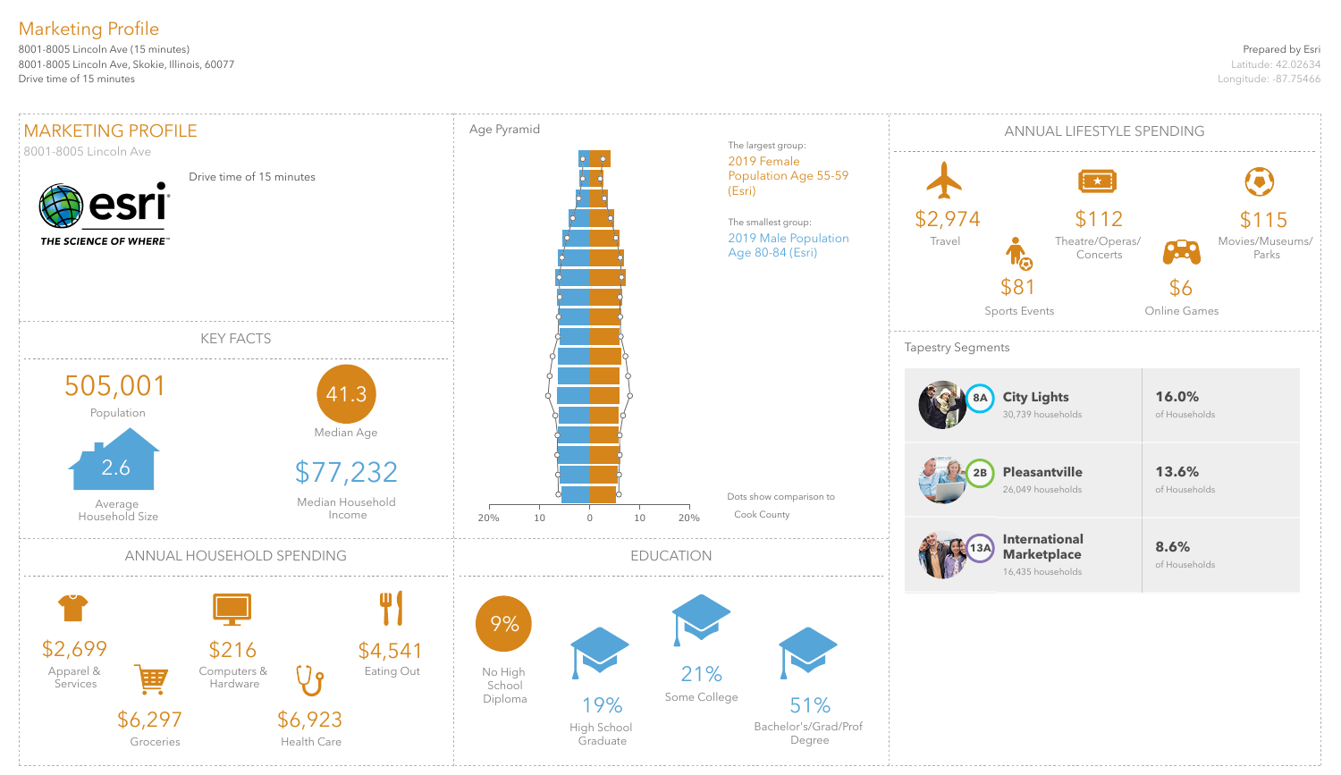# Marketing Profile

8001-8005 Lincoln Ave (15 minutes)
8001-8005 Lincoln Ave, Skokie, Illinois, 60077
Drive time of 15 minutes

Prepared by Esri
Latitude: 42.02634
Longitude: -87.75466

## MARKETING PROFILE

8001-8005 Lincoln Ave

Drive time of 15 minutes

esri THE SCIENCE OF WHERE

## KEY FACTS

505,001
Population

41.3
Median Age

2.6
Average Household Size

$77,232
Median Household Income

## Age Pyramid

The largest group:
2019 Female Population Age 55-59 (Esri)

The smallest group:
2019 Male Population Age 80-84 (Esri)

20% 10 0 10 20%

Dots show comparison to Cook County

## ANNUAL LIFESTYLE SPENDING

$2,974
Travel

$112
Theatre/Operas/Concerts

$115
Movies/Museums/Parks

$81
Sports Events

$6
Online Games

## Tapestry Segments

| Segment | Households | % of Households |
|---|---|---|
| 8A City Lights | 30,739 households | 16.0% of Households |
| 2B Pleasantville | 26,049 households | 13.6% of Households |
| 13A International Marketplace | 16,435 households | 8.6% of Households |

## ANNUAL HOUSEHOLD SPENDING

$2,699
Apparel & Services

$216
Computers & Hardware

$4,541
Eating Out

$6,297
Groceries

$6,923
Health Care

## EDUCATION

9%
No High School Diploma

19%
High School Graduate

21%
Some College

51%
Bachelor's/Grad/Prof Degree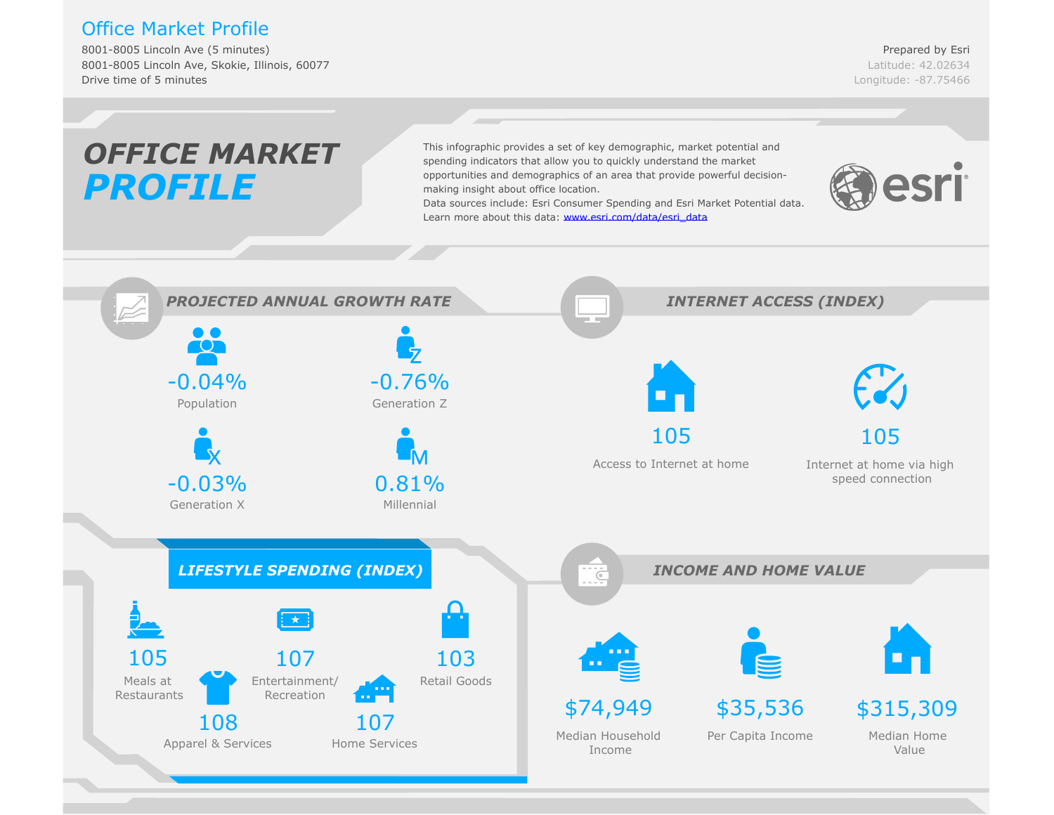# Office Market Profile

8001-8005 Lincoln Ave (5 minutes)
8001-8005 Lincoln Ave, Skokie, Illinois, 60077
Drive time of 5 minutes

Prepared by Esri
Latitude: 42.02634
Longitude: -87.75466

## OFFICE MARKET PROFILE

This infographic provides a set of key demographic, market potential and spending indicators that allow you to quickly understand the market opportunities and demographics of an area that provide powerful decision-making insight about office location.
Data sources include: Esri Consumer Spending and Esri Market Potential data.
Learn more about this data: [www.esri.com/data/esri_data](www.esri.com/data/esri_data)

esri

### PROJECTED ANNUAL GROWTH RATE

| Metric | Value |
|---|---|
| Population | -0.04% |
| Generation Z | -0.76% |
| Generation X | -0.03% |
| Millennial | 0.81% |

### INTERNET ACCESS (INDEX)

| Metric | Value |
|---|---|
| Access to Internet at home | 105 |
| Internet at home via high speed connection | 105 |

### LIFESTYLE SPENDING (INDEX)

| Category | Index |
|---|---|
| Meals at Restaurants | 105 |
| Entertainment/ Recreation | 107 |
| Retail Goods | 103 |
| Apparel & Services | 108 |
| Home Services | 107 |

### INCOME AND HOME VALUE

| Metric | Value |
|---|---|
| Median Household Income | $74,949 |
| Per Capita Income | $35,536 |
| Median Home Value | $315,309 |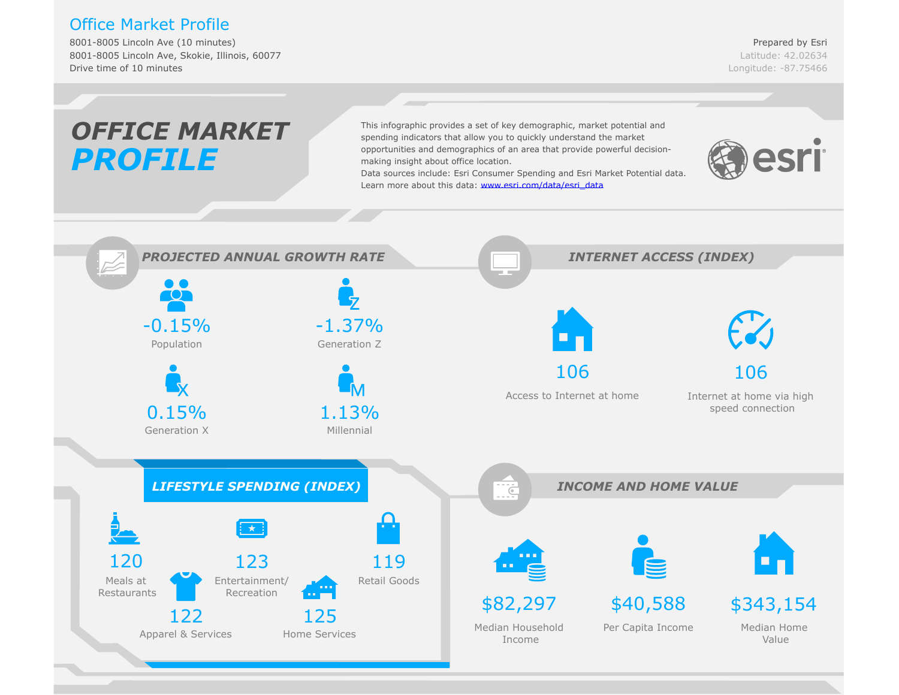# Office Market Profile

8001-8005 Lincoln Ave (10 minutes)
8001-8005 Lincoln Ave, Skokie, Illinois, 60077
Drive time of 10 minutes

Prepared by Esri
Latitude: 42.02634
Longitude: -87.75466

## OFFICE MARKET PROFILE

This infographic provides a set of key demographic, market potential and spending indicators that allow you to quickly understand the market opportunities and demographics of an area that provide powerful decision-making insight about office location.
Data sources include: Esri Consumer Spending and Esri Market Potential data.
Learn more about this data: www.esri.com/data/esri_data

### PROJECTED ANNUAL GROWTH RATE

- -0.15% Population
- -1.37% Generation Z
- 0.15% Generation X
- 1.13% Millennial

### INTERNET ACCESS (INDEX)

- 106 Access to Internet at home
- 106 Internet at home via high speed connection

### LIFESTYLE SPENDING (INDEX)

- 120 Meals at Restaurants
- 123 Entertainment/ Recreation
- 119 Retail Goods
- 122 Apparel & Services
- 125 Home Services

### INCOME AND HOME VALUE

- $82,297 Median Household Income
- $40,588 Per Capita Income
- $343,154 Median Home Value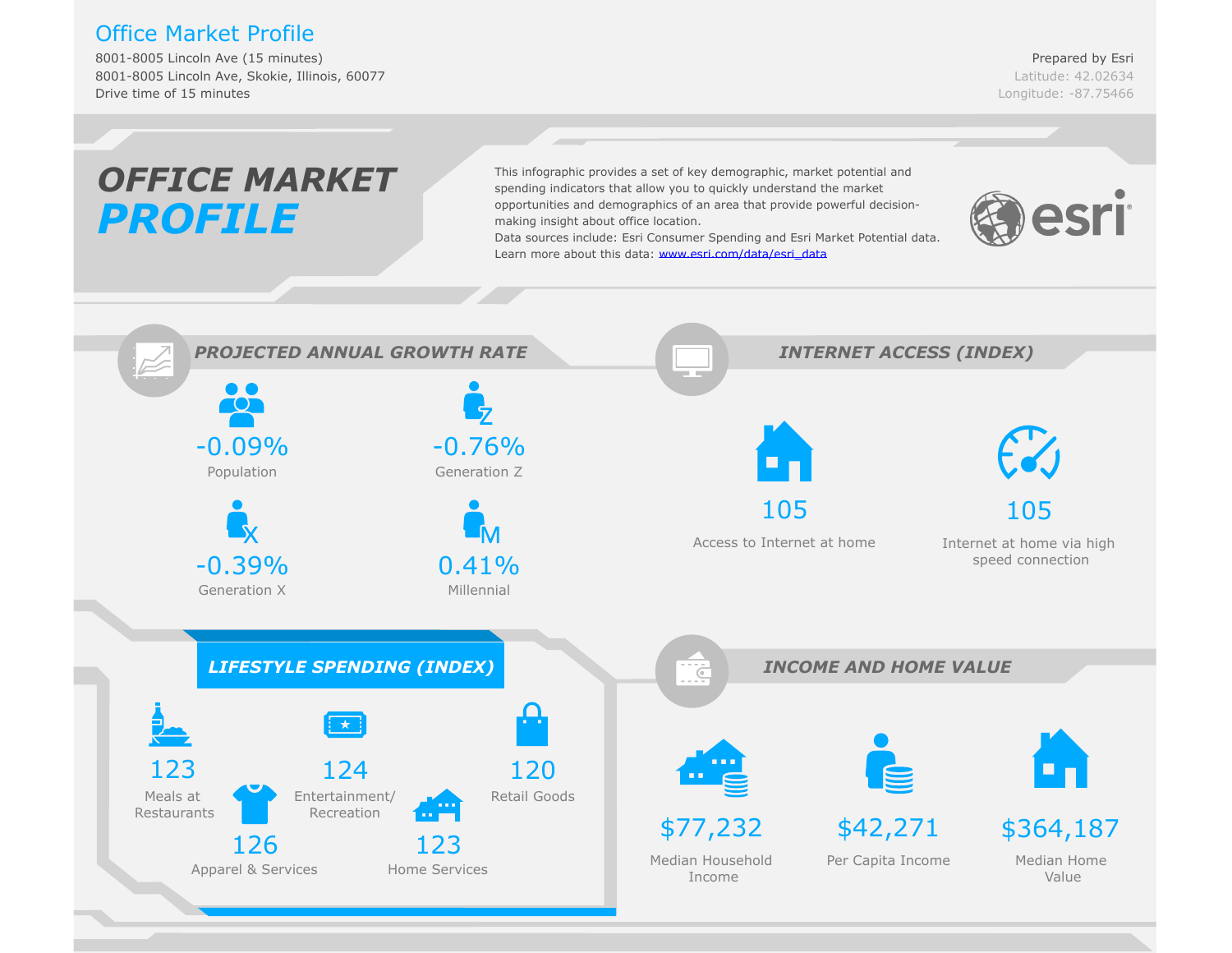# Office Market Profile

8001-8005 Lincoln Ave (15 minutes)
8001-8005 Lincoln Ave, Skokie, Illinois, 60077
Drive time of 15 minutes

Prepared by Esri
Latitude: 42.02634
Longitude: -87.75466

## *OFFICE MARKET* ***PROFILE***

This infographic provides a set of key demographic, market potential and spending indicators that allow you to quickly understand the market opportunities and demographics of an area that provide powerful decision-making insight about office location.
Data sources include: Esri Consumer Spending and Esri Market Potential data.
Learn more about this data: www.esri.com/data/esri_data

esri

## PROJECTED ANNUAL GROWTH RATE

| Value | Category |
|---|---|
| -0.09% | Population |
| -0.76% | Generation Z |
| -0.39% | Generation X |
| 0.41% | Millennial |

## INTERNET ACCESS (INDEX)

| Value | Category |
|---|---|
| 105 | Access to Internet at home |
| 105 | Internet at home via high speed connection |

## LIFESTYLE SPENDING (INDEX)

| Value | Category |
|---|---|
| 123 | Meals at Restaurants |
| 124 | Entertainment/ Recreation |
| 120 | Retail Goods |
| 126 | Apparel & Services |
| 123 | Home Services |

## INCOME AND HOME VALUE

| Value | Category |
|---|---|
| $77,232 | Median Household Income |
| $42,271 | Per Capita Income |
| $364,187 | Median Home Value |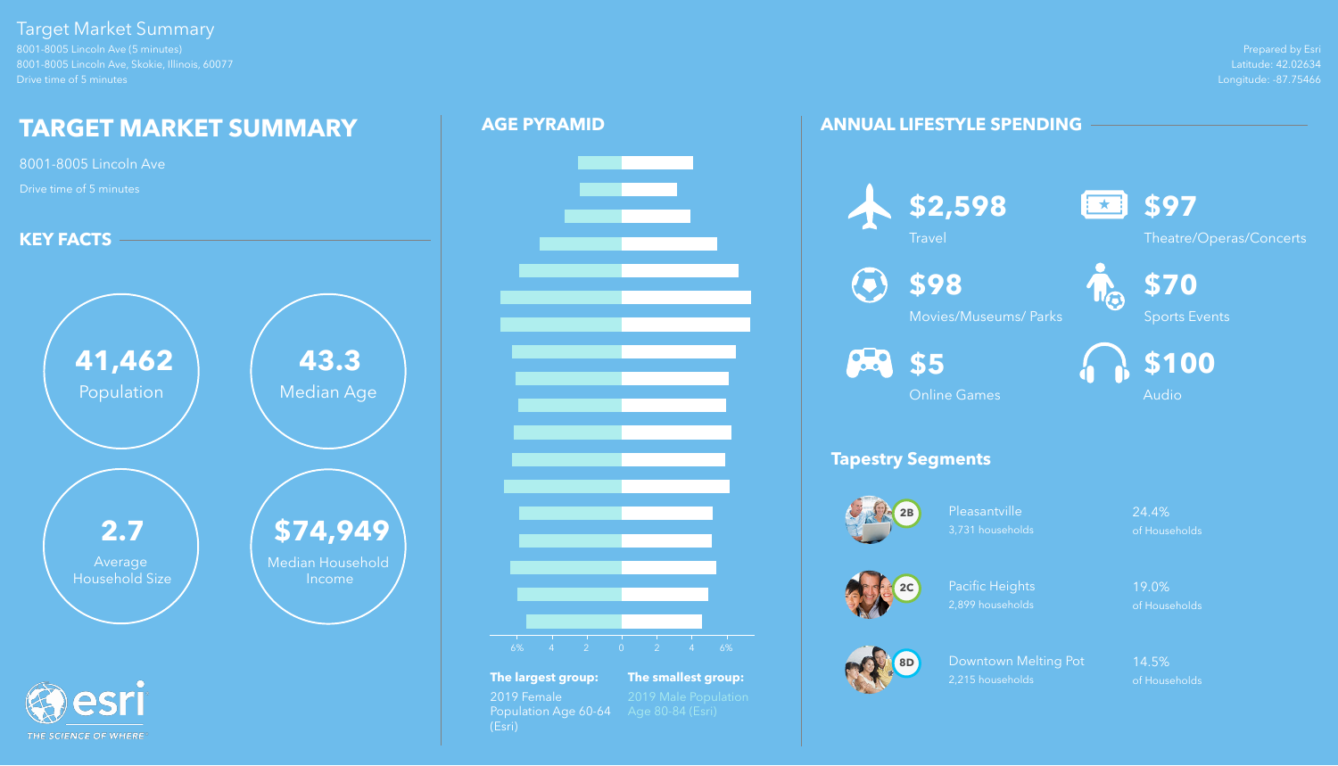Target Market Summary

8001-8005 Lincoln Ave (5 minutes)
8001-8005 Lincoln Ave, Skokie, Illinois, 60077
Drive time of 5 minutes

Prepared by Esri
Latitude: 42.02634
Longitude: -87.75466

# TARGET MARKET SUMMARY

8001-8005 Lincoln Ave

Drive time of 5 minutes

## KEY FACTS

**41,462**
Population

**43.3**
Median Age

**2.7**
Average Household Size

**$74,949**
Median Household Income

## AGE PYRAMID

**The largest group:** 2019 Female Population Age 60-64 (Esri)

**The smallest group:** 2019 Male Population Age 80-84 (Esri)

## ANNUAL LIFESTYLE SPENDING

| Amount | Category |
|---|---|
| $2,598 | Travel |
| $97 | Theatre/Operas/Concerts |
| $98 | Movies/Museums/ Parks |
| $70 | Sports Events |
| $5 | Online Games |
| $100 | Audio |

### Tapestry Segments

| Code | Segment | Households | Share |
|---|---|---|---|
| 2B | Pleasantville | 3,731 households | 24.4% of Households |
| 2C | Pacific Heights | 2,899 households | 19.0% of Households |
| 8D | Downtown Melting Pot | 2,215 households | 14.5% of Households |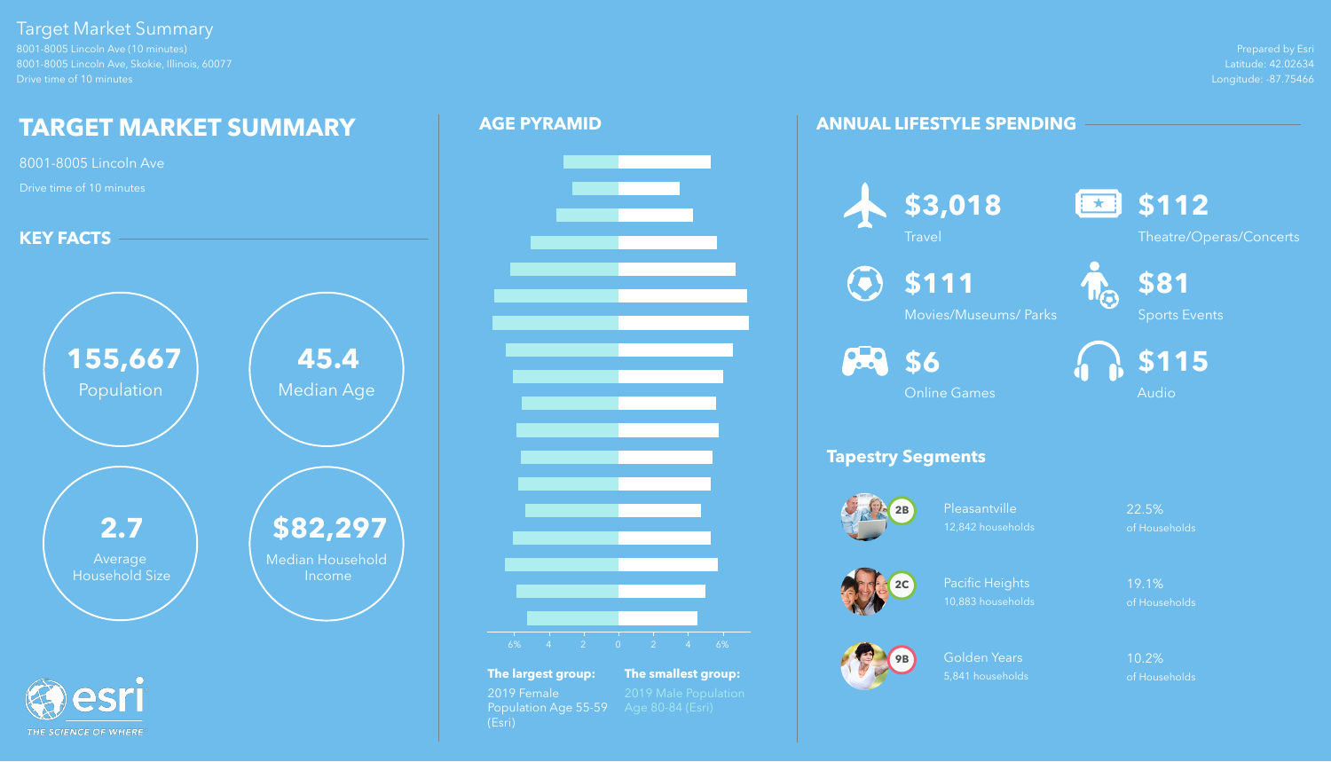Target Market Summary

8001-8005 Lincoln Ave (10 minutes)
8001-8005 Lincoln Ave, Skokie, Illinois, 60077
Drive time of 10 minutes

Prepared by Esri
Latitude: 42.02634
Longitude: -87.75466

# TARGET MARKET SUMMARY

8001-8005 Lincoln Ave

Drive time of 10 minutes

## KEY FACTS

**155,667**
Population

**45.4**
Median Age

**2.7**
Average Household Size

**$82,297**
Median Household Income

## AGE PYRAMID

**The largest group:**
2019 Female Population Age 55-59 (Esri)

**The smallest group:**
2019 Male Population Age 80-84 (Esri)

## ANNUAL LIFESTYLE SPENDING

**$3,018**
Travel

**$112**
Theatre/Operas/Concerts

**$111**
Movies/Museums/ Parks

**$81**
Sports Events

**$6**
Online Games

**$115**
Audio

### Tapestry Segments

| Segment | Name | Households | Share |
|---|---|---|---|
| 2B | Pleasantville | 12,842 households | 22.5% of Households |
| 2C | Pacific Heights | 10,883 households | 19.1% of Households |
| 9B | Golden Years | 5,841 households | 10.2% of Households |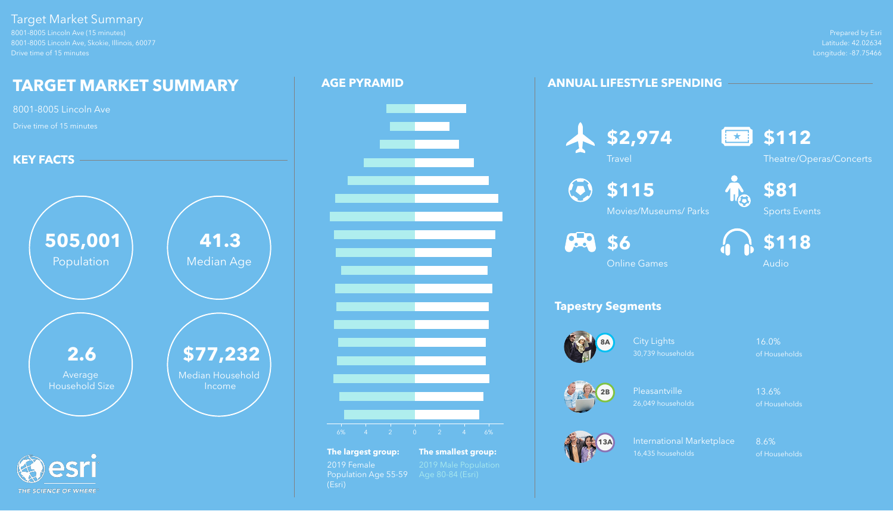Target Market Summary

8001-8005 Lincoln Ave (15 minutes)
8001-8005 Lincoln Ave, Skokie, Illinois, 60077
Drive time of 15 minutes

Prepared by Esri
Latitude: 42.02634
Longitude: -87.75466

# TARGET MARKET SUMMARY

8001-8005 Lincoln Ave

Drive time of 15 minutes

## KEY FACTS

**505,001** Population

**41.3** Median Age

**2.6** Average Household Size

**$77,232** Median Household Income

## AGE PYRAMID

6% 4 2 0 2 4 6%

**The largest group:** 2019 Female Population Age 55-59 (Esri)

**The smallest group:** 2019 Male Population Age 80-84 (Esri)

## ANNUAL LIFESTYLE SPENDING

**$2,974** Travel

**$112** Theatre/Operas/Concerts

**$115** Movies/Museums/ Parks

**$81** Sports Events

**$6** Online Games

**$118** Audio

### Tapestry Segments

8A City Lights
30,739 households
16.0% of Households

2B Pleasantville
26,049 households
13.6% of Households

13A International Marketplace
16,435 households
8.6% of Households

esri THE SCIENCE OF WHERE